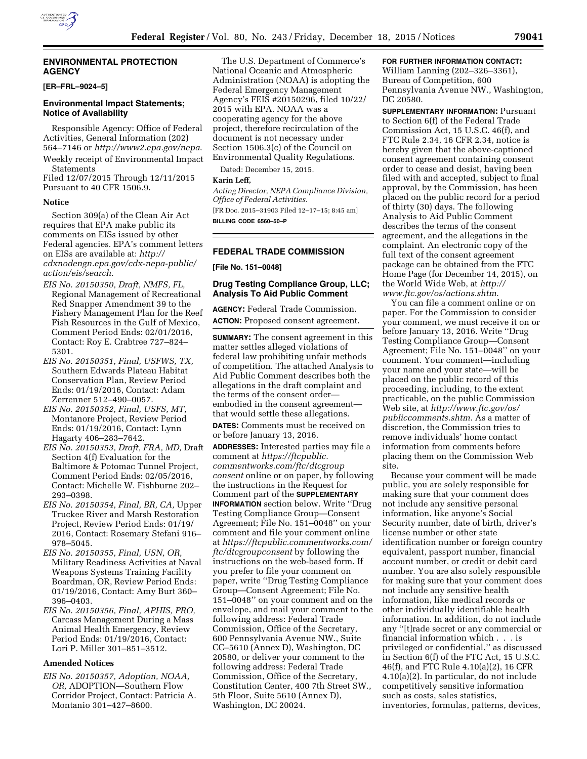## ENVIRONMENTAL PROTECTION AGENCY

**[ER–FRL–9024–5]**

### Environmental Impact Statements; Notice of Availability

Responsible Agency: Office of Federal Activities, General Information (202) 564–7146 or *http://www2.epa.gov/nepa.*

Weekly receipt of Environmental Impact Statements

Filed 12/07/2015 Through 12/11/2015 Pursuant to 40 CFR 1506.9.

#### Notice

Section 309(a) of the Clean Air Act requires that EPA make public its comments on EISs issued by other Federal agencies. EPA's comment letters on EISs are available at: *http://cdxnodengn.epa.gov/cdx-nepa-public/action/eis/search.*

*EIS No. 20150350, Draft, NMFS, FL,* Regional Management of Recreational Red Snapper Amendment 39 to the Fishery Management Plan for the Reef Fish Resources in the Gulf of Mexico, Comment Period Ends: 02/01/2016, Contact: Roy E. Crabtree 727–824–5301.

*EIS No. 20150351, Final, USFWS, TX,* Southern Edwards Plateau Habitat Conservation Plan, Review Period Ends: 01/19/2016, Contact: Adam Zerrenner 512–490–0057.

*EIS No. 20150352, Final, USFS, MT,* Montanore Project, Review Period Ends: 01/19/2016, Contact: Lynn Hagarty 406–283–7642.

*EIS No. 20150353, Draft, FRA, MD,* Draft Section 4(f) Evaluation for the Baltimore & Potomac Tunnel Project, Comment Period Ends: 02/05/2016, Contact: Michelle W. Fishburne 202–293–0398.

*EIS No. 20150354, Final, BR, CA,* Upper Truckee River and Marsh Restoration Project, Review Period Ends: 01/19/2016, Contact: Rosemary Stefani 916–978–5045.

*EIS No. 20150355, Final, USN, OR,* Military Readiness Activities at Naval Weapons Systems Training Facility Boardman, OR, Review Period Ends: 01/19/2016, Contact: Amy Burt 360–396–0403.

*EIS No. 20150356, Final, APHIS, PRO,* Carcass Management During a Mass Animal Health Emergency, Review Period Ends: 01/19/2016, Contact: Lori P. Miller 301–851–3512.

#### Amended Notices

*EIS No. 20150357, Adoption, NOAA, OR,* ADOPTION—Southern Flow Corridor Project, Contact: Patricia A. Montanio 301–427–8600.

The U.S. Department of Commerce's National Oceanic and Atmospheric Administration (NOAA) is adopting the Federal Emergency Management Agency's FEIS #20150296, filed 10/22/2015 with EPA. NOAA was a cooperating agency for the above project, therefore recirculation of the document is not necessary under Section 1506.3(c) of the Council on Environmental Quality Regulations.

Dated: December 15, 2015.

**Karin Leff,**

*Acting Director, NEPA Compliance Division, Office of Federal Activities.*

[FR Doc. 2015–31903 Filed 12–17–15; 8:45 am]

**BILLING CODE 6560–50–P**

## FEDERAL TRADE COMMISSION

**[File No. 151–0048]**

### Drug Testing Compliance Group, LLC; Analysis To Aid Public Comment

**AGENCY:** Federal Trade Commission.

**ACTION:** Proposed consent agreement.

**SUMMARY:** The consent agreement in this matter settles alleged violations of federal law prohibiting unfair methods of competition. The attached Analysis to Aid Public Comment describes both the allegations in the draft complaint and the terms of the consent order—embodied in the consent agreement—that would settle these allegations.

**DATES:** Comments must be received on or before January 13, 2016.

**ADDRESSES:** Interested parties may file a comment at *https://ftcpublic.commentworks.com/ftc/dtcgroupconsent* online or on paper, by following the instructions in the Request for Comment part of the **SUPPLEMENTARY INFORMATION** section below. Write ''Drug Testing Compliance Group—Consent Agreement; File No. 151–0048'' on your comment and file your comment online at *https://ftcpublic.commentworks.com/ftc/dtcgroupconsent* by following the instructions on the web-based form. If you prefer to file your comment on paper, write ''Drug Testing Compliance Group—Consent Agreement; File No. 151–0048'' on your comment and on the envelope, and mail your comment to the following address: Federal Trade Commission, Office of the Secretary, 600 Pennsylvania Avenue NW., Suite CC–5610 (Annex D), Washington, DC 20580, or deliver your comment to the following address: Federal Trade Commission, Office of the Secretary, Constitution Center, 400 7th Street SW., 5th Floor, Suite 5610 (Annex D), Washington, DC 20024.

**FOR FURTHER INFORMATION CONTACT:** William Lanning (202–326–3361), Bureau of Competition, 600 Pennsylvania Avenue NW., Washington, DC 20580.

**SUPPLEMENTARY INFORMATION:** Pursuant to Section 6(f) of the Federal Trade Commission Act, 15 U.S.C. 46(f), and FTC Rule 2.34, 16 CFR 2.34, notice is hereby given that the above-captioned consent agreement containing consent order to cease and desist, having been filed with and accepted, subject to final approval, by the Commission, has been placed on the public record for a period of thirty (30) days. The following Analysis to Aid Public Comment describes the terms of the consent agreement, and the allegations in the complaint. An electronic copy of the full text of the consent agreement package can be obtained from the FTC Home Page (for December 14, 2015), on the World Wide Web, at *http://www.ftc.gov/os/actions.shtm.*

You can file a comment online or on paper. For the Commission to consider your comment, we must receive it on or before January 13, 2016. Write ''Drug Testing Compliance Group—Consent Agreement; File No. 151–0048'' on your comment. Your comment—including your name and your state—will be placed on the public record of this proceeding, including, to the extent practicable, on the public Commission Web site, at *http://www.ftc.gov/os/publiccomments.shtm.* As a matter of discretion, the Commission tries to remove individuals' home contact information from comments before placing them on the Commission Web site.

Because your comment will be made public, you are solely responsible for making sure that your comment does not include any sensitive personal information, like anyone's Social Security number, date of birth, driver's license number or other state identification number or foreign country equivalent, passport number, financial account number, or credit or debit card number. You are also solely responsible for making sure that your comment does not include any sensitive health information, like medical records or other individually identifiable health information. In addition, do not include any ''[t]rade secret or any commercial or financial information which . . . is privileged or confidential,'' as discussed in Section 6(f) of the FTC Act, 15 U.S.C. 46(f), and FTC Rule 4.10(a)(2), 16 CFR 4.10(a)(2). In particular, do not include competitively sensitive information such as costs, sales statistics, inventories, formulas, patterns, devices,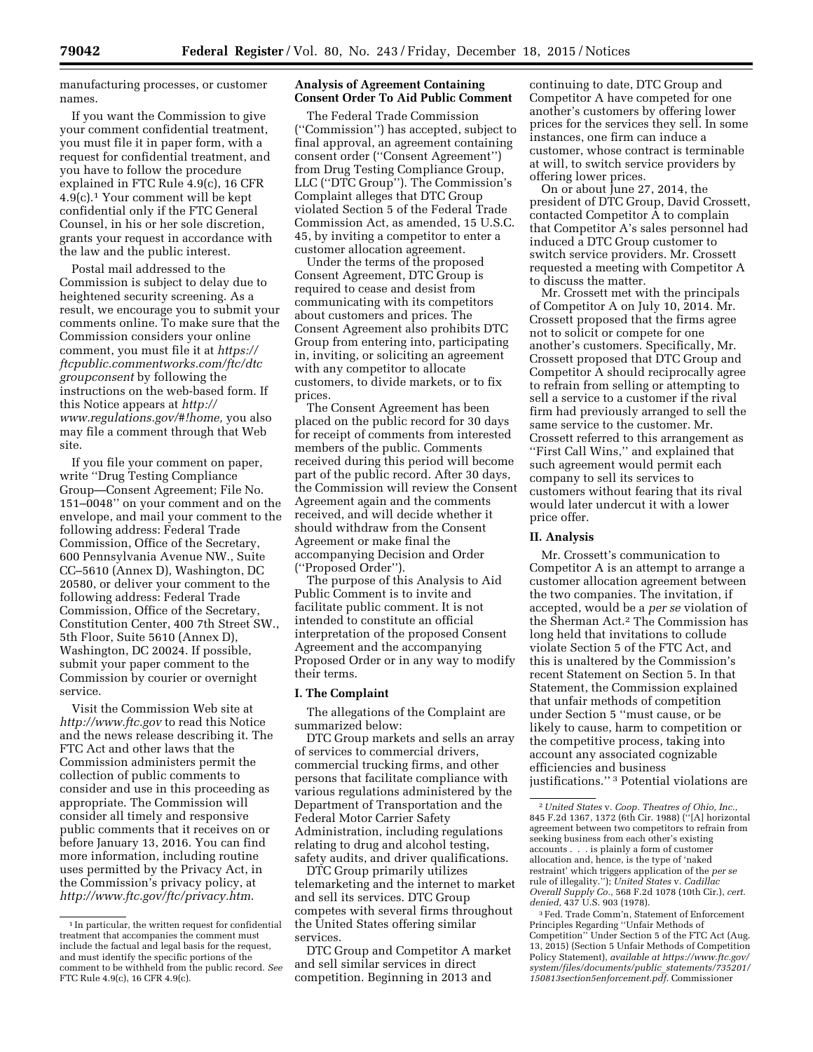manufacturing processes, or customer names.

If you want the Commission to give your comment confidential treatment, you must file it in paper form, with a request for confidential treatment, and you have to follow the procedure explained in FTC Rule 4.9(c), 16 CFR 4.9(c).[1] Your comment will be kept confidential only if the FTC General Counsel, in his or her sole discretion, grants your request in accordance with the law and the public interest.

Postal mail addressed to the Commission is subject to delay due to heightened security screening. As a result, we encourage you to submit your comments online. To make sure that the Commission considers your online comment, you must file it at *https://ftcpublic.commentworks.com/ftc/dtcgroupconsent* by following the instructions on the web-based form. If this Notice appears at *http://www.regulations.gov/#!home,* you also may file a comment through that Web site.

If you file your comment on paper, write "Drug Testing Compliance Group—Consent Agreement; File No. 151–0048" on your comment and on the envelope, and mail your comment to the following address: Federal Trade Commission, Office of the Secretary, 600 Pennsylvania Avenue NW., Suite CC–5610 (Annex D), Washington, DC 20580, or deliver your comment to the following address: Federal Trade Commission, Office of the Secretary, Constitution Center, 400 7th Street SW., 5th Floor, Suite 5610 (Annex D), Washington, DC 20024. If possible, submit your paper comment to the Commission by courier or overnight service.

Visit the Commission Web site at *http://www.ftc.gov* to read this Notice and the news release describing it. The FTC Act and other laws that the Commission administers permit the collection of public comments to consider and use in this proceeding as appropriate. The Commission will consider all timely and responsive public comments that it receives on or before January 13, 2016. You can find more information, including routine uses permitted by the Privacy Act, in the Commission's privacy policy, at *http://www.ftc.gov/ftc/privacy.htm.*

[1] In particular, the written request for confidential treatment that accompanies the comment must include the factual and legal basis for the request, and must identify the specific portions of the comment to be withheld from the public record. *See* FTC Rule 4.9(c), 16 CFR 4.9(c).

## Analysis of Agreement Containing Consent Order To Aid Public Comment

The Federal Trade Commission ("Commission") has accepted, subject to final approval, an agreement containing consent order ("Consent Agreement") from Drug Testing Compliance Group, LLC ("DTC Group"). The Commission's Complaint alleges that DTC Group violated Section 5 of the Federal Trade Commission Act, as amended, 15 U.S.C. 45, by inviting a competitor to enter a customer allocation agreement.

Under the terms of the proposed Consent Agreement, DTC Group is required to cease and desist from communicating with its competitors about customers and prices. The Consent Agreement also prohibits DTC Group from entering into, participating in, inviting, or soliciting an agreement with any competitor to allocate customers, to divide markets, or to fix prices.

The Consent Agreement has been placed on the public record for 30 days for receipt of comments from interested members of the public. Comments received during this period will become part of the public record. After 30 days, the Commission will review the Consent Agreement again and the comments received, and will decide whether it should withdraw from the Consent Agreement or make final the accompanying Decision and Order ("Proposed Order").

The purpose of this Analysis to Aid Public Comment is to invite and facilitate public comment. It is not intended to constitute an official interpretation of the proposed Consent Agreement and the accompanying Proposed Order or in any way to modify their terms.

### I. The Complaint

The allegations of the Complaint are summarized below:

DTC Group markets and sells an array of services to commercial drivers, commercial trucking firms, and other persons that facilitate compliance with various regulations administered by the Department of Transportation and the Federal Motor Carrier Safety Administration, including regulations relating to drug and alcohol testing, safety audits, and driver qualifications.

DTC Group primarily utilizes telemarketing and the internet to market and sell its services. DTC Group competes with several firms throughout the United States offering similar services.

DTC Group and Competitor A market and sell similar services in direct competition. Beginning in 2013 and continuing to date, DTC Group and Competitor A have competed for one another's customers by offering lower prices for the services they sell. In some instances, one firm can induce a customer, whose contract is terminable at will, to switch service providers by offering lower prices.

On or about June 27, 2014, the president of DTC Group, David Crossett, contacted Competitor A to complain that Competitor A's sales personnel had induced a DTC Group customer to switch service providers. Mr. Crossett requested a meeting with Competitor A to discuss the matter.

Mr. Crossett met with the principals of Competitor A on July 10, 2014. Mr. Crossett proposed that the firms agree not to solicit or compete for one another's customers. Specifically, Mr. Crossett proposed that DTC Group and Competitor A should reciprocally agree to refrain from selling or attempting to sell a service to a customer if the rival firm had previously arranged to sell the same service to the customer. Mr. Crossett referred to this arrangement as "First Call Wins," and explained that such agreement would permit each company to sell its services to customers without fearing that its rival would later undercut it with a lower price offer.

### II. Analysis

Mr. Crossett's communication to Competitor A is an attempt to arrange a customer allocation agreement between the two companies. The invitation, if accepted, would be a *per se* violation of the Sherman Act.[2] The Commission has long held that invitations to collude violate Section 5 of the FTC Act, and this is unaltered by the Commission's recent Statement on Section 5. In that Statement, the Commission explained that unfair methods of competition under Section 5 "must cause, or be likely to cause, harm to competition or the competitive process, taking into account any associated cognizable efficiencies and business justifications." [3] Potential violations are

[2] *United States* v. *Coop. Theatres of Ohio, Inc.,* 845 F.2d 1367, 1372 (6th Cir. 1988) ("[A] horizontal agreement between two competitors to refrain from seeking business from each other's existing accounts . . . is plainly a form of customer allocation and, hence, is the type of 'naked restraint' which triggers application of the *per se* rule of illegality."); *United States* v. *Cadillac Overall Supply Co.,* 568 F.2d 1078 (10th Cir.), *cert. denied,* 437 U.S. 903 (1978).

[3] Fed. Trade Comm'n, Statement of Enforcement Principles Regarding "Unfair Methods of Competition" Under Section 5 of the FTC Act (Aug. 13, 2015) (Section 5 Unfair Methods of Competition Policy Statement), *available at https://www.ftc.gov/system/files/documents/public_statements/735201/150813section5enforcement.pdf.* Commissioner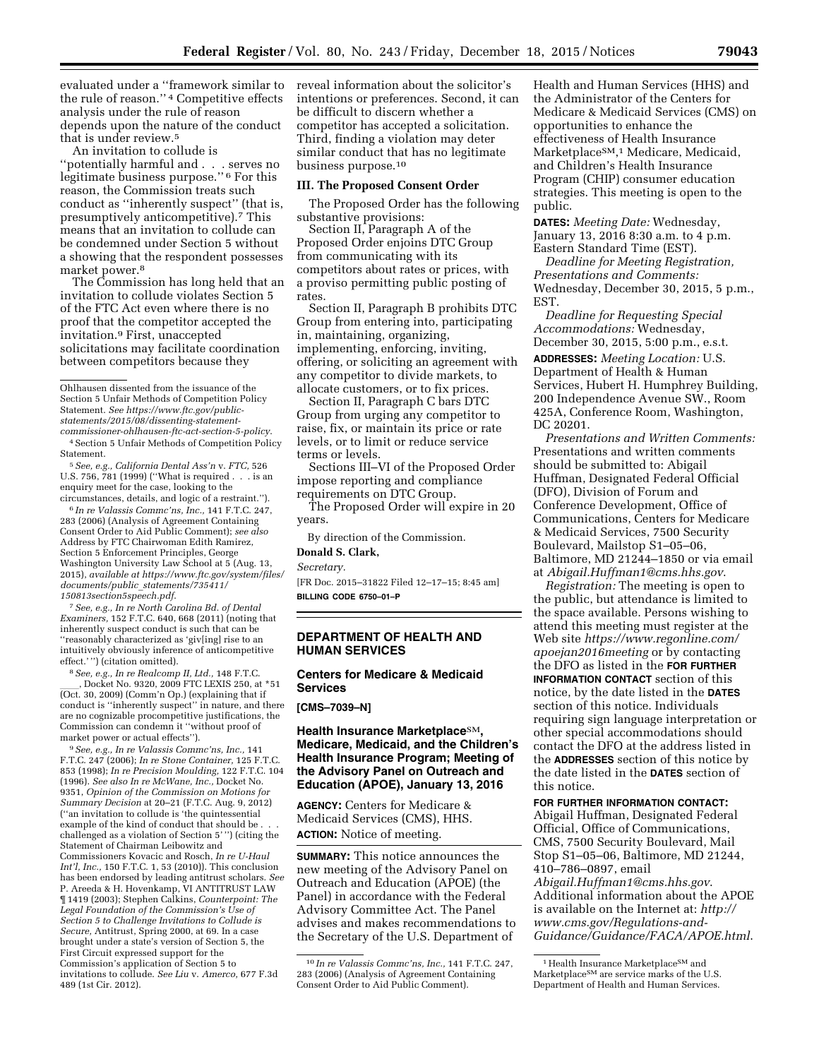evaluated under a ''framework similar to the rule of reason.'' [4] Competitive effects analysis under the rule of reason depends upon the nature of the conduct that is under review.[5]

An invitation to collude is ''potentially harmful and . . . serves no legitimate business purpose.'' [6] For this reason, the Commission treats such conduct as ''inherently suspect'' (that is, presumptively anticompetitive).[7] This means that an invitation to collude can be condemned under Section 5 without a showing that the respondent possesses market power.[8]

The Commission has long held that an invitation to collude violates Section 5 of the FTC Act even where there is no proof that the competitor accepted the invitation.[9] First, unaccepted solicitations may facilitate coordination between competitors because they reveal information about the solicitor's intentions or preferences. Second, it can be difficult to discern whether a competitor has accepted a solicitation. Third, finding a violation may deter similar conduct that has no legitimate business purpose.[10]

### III. The Proposed Consent Order

The Proposed Order has the following substantive provisions:

Section II, Paragraph A of the Proposed Order enjoins DTC Group from communicating with its competitors about rates or prices, with a proviso permitting public posting of rates.

Section II, Paragraph B prohibits DTC Group from entering into, participating in, maintaining, organizing, implementing, enforcing, inviting, offering, or soliciting an agreement with any competitor to divide markets, to allocate customers, or to fix prices.

Section II, Paragraph C bars DTC Group from urging any competitor to raise, fix, or maintain its price or rate levels, or to limit or reduce service terms or levels.

Sections III–VI of the Proposed Order impose reporting and compliance requirements on DTC Group.

The Proposed Order will expire in 20 years.

By direction of the Commission.

**Donald S. Clark,**

*Secretary.*

[FR Doc. 2015–31822 Filed 12–17–15; 8:45 am]

**BILLING CODE 6750–01–P**

Ohlhausen dissented from the issuance of the Section 5 Unfair Methods of Competition Policy Statement. *See https://www.ftc.gov/public-statements/2015/08/dissenting-statement-commissioner-ohlhausen-ftc-act-section-5-policy.*

[4] Section 5 Unfair Methods of Competition Policy Statement.

[5] *See, e.g., California Dental Ass'n* v. *FTC,* 526 U.S. 756, 781 (1999) (''What is required . . . is an enquiry meet for the case, looking to the circumstances, details, and logic of a restraint.'').

[6] *In re Valassis Commc'ns, Inc.,* 141 F.T.C. 247, 283 (2006) (Analysis of Agreement Containing Consent Order to Aid Public Comment); *see also* Address by FTC Chairwoman Edith Ramirez, Section 5 Enforcement Principles, George Washington University Law School at 5 (Aug. 13, 2015), *available at https://www.ftc.gov/system/files/documents/public_statements/735411/150813section5speech.pdf.*

[7] *See, e.g., In re North Carolina Bd. of Dental Examiners,* 152 F.T.C. 640, 668 (2011) (noting that inherently suspect conduct is such that can be ''reasonably characterized as 'giv[ing] rise to an intuitively obvious inference of anticompetitive effect.' '') (citation omitted).

[8] *See, e.g., In re Realcomp II, Ltd.,* 148 F.T.C. ____, Docket No. 9320, 2009 FTC LEXIS 250, at *51 (Oct. 30, 2009) (Comm'n Op.) (explaining that if conduct is ''inherently suspect'' in nature, and there are no cognizable procompetitive justifications, the Commission can condemn it ''without proof of market power or actual effects'').

[9] *See, e.g., In re Valassis Commc'ns, Inc.,* 141 F.T.C. 247 (2006); *In re Stone Container,* 125 F.T.C. 853 (1998); *In re Precision Moulding,* 122 F.T.C. 104 (1996). *See also In re McWane, Inc.,* Docket No. 9351, *Opinion of the Commission on Motions for Summary Decision* at 20–21 (F.T.C. Aug. 9, 2012) (''an invitation to collude is 'the quintessential example of the kind of conduct that should be . . . challenged as a violation of Section 5' '') (citing the Statement of Chairman Leibowitz and Commissioners Kovacic and Rosch, *In re U-Haul Int'l, Inc.,* 150 F.T.C. 1, 53 (2010)). This conclusion has been endorsed by leading antitrust scholars. *See* P. Areeda & H. Hovenkamp, VI ANTITRUST LAW ¶ 1419 (2003); Stephen Calkins, *Counterpoint: The Legal Foundation of the Commission's Use of Section 5 to Challenge Invitations to Collude is Secure,* Antitrust, Spring 2000, at 69. In a case brought under a state's version of Section 5, the First Circuit expressed support for the Commission's application of Section 5 to invitations to collude. *See Liu* v. *Amerco,* 677 F.3d 489 (1st Cir. 2012).

[10] *In re Valassis Commc'ns, Inc.,* 141 F.T.C. 247, 283 (2006) (Analysis of Agreement Containing Consent Order to Aid Public Comment).

## DEPARTMENT OF HEALTH AND HUMAN SERVICES

### Centers for Medicare & Medicaid Services

**[CMS–7039–N]**

### Health Insurance Marketplace℠, Medicare, Medicaid, and the Children's Health Insurance Program; Meeting of the Advisory Panel on Outreach and Education (APOE), January 13, 2016

**AGENCY:** Centers for Medicare & Medicaid Services (CMS), HHS.

**ACTION:** Notice of meeting.

**SUMMARY:** This notice announces the new meeting of the Advisory Panel on Outreach and Education (APOE) (the Panel) in accordance with the Federal Advisory Committee Act. The Panel advises and makes recommendations to the Secretary of the U.S. Department of Health and Human Services (HHS) and the Administrator of the Centers for Medicare & Medicaid Services (CMS) on opportunities to enhance the effectiveness of Health Insurance Marketplace℠,[1] Medicare, Medicaid, and Children's Health Insurance Program (CHIP) consumer education strategies. This meeting is open to the public.

**DATES:** *Meeting Date:* Wednesday, January 13, 2016 8:30 a.m. to 4 p.m. Eastern Standard Time (EST).

*Deadline for Meeting Registration, Presentations and Comments:* Wednesday, December 30, 2015, 5 p.m., EST.

*Deadline for Requesting Special Accommodations:* Wednesday, December 30, 2015, 5:00 p.m., e.s.t.

**ADDRESSES:** *Meeting Location:* U.S. Department of Health & Human Services, Hubert H. Humphrey Building, 200 Independence Avenue SW., Room 425A, Conference Room, Washington, DC 20201.

*Presentations and Written Comments:* Presentations and written comments should be submitted to: Abigail Huffman, Designated Federal Official (DFO), Division of Forum and Conference Development, Office of Communications, Centers for Medicare & Medicaid Services, 7500 Security Boulevard, Mailstop S1–05–06, Baltimore, MD 21244–1850 or via email at *Abigail.Huffman1@cms.hhs.gov.*

*Registration:* The meeting is open to the public, but attendance is limited to the space available. Persons wishing to attend this meeting must register at the Web site *https://www.regonline.com/apoejan2016meeting* or by contacting the DFO as listed in the **FOR FURTHER INFORMATION CONTACT** section of this notice, by the date listed in the **DATES** section of this notice. Individuals requiring sign language interpretation or other special accommodations should contact the DFO at the address listed in the **ADDRESSES** section of this notice by the date listed in the **DATES** section of this notice.

**FOR FURTHER INFORMATION CONTACT:** Abigail Huffman, Designated Federal Official, Office of Communications, CMS, 7500 Security Boulevard, Mail Stop S1–05–06, Baltimore, MD 21244, 410–786–0897, email *Abigail.Huffman1@cms.hhs.gov.* Additional information about the APOE is available on the Internet at: *http://www.cms.gov/Regulations-and-Guidance/Guidance/FACA/APOE.html.*

[1] Health Insurance Marketplace℠ and Marketplace℠ are service marks of the U.S. Department of Health and Human Services.